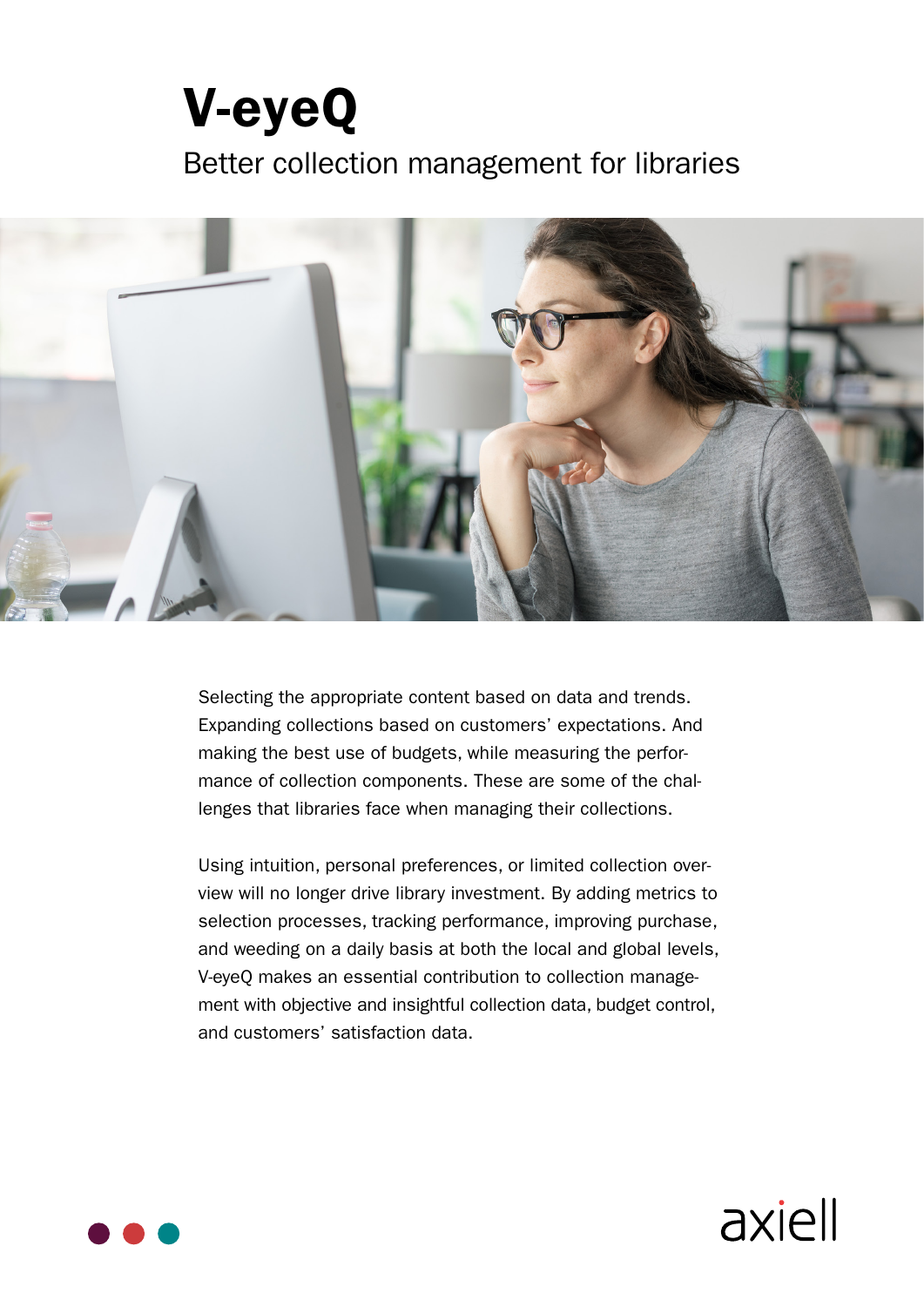# V-eyeQ

## Better collection management for libraries

Selecting the appropriate content based on data and trends. Expanding collections based on customers' expectations. And making the best use of budgets, while measuring the performance of collection components. These are some of the challenges that libraries face when managing their collections.

Using intuition, personal preferences, or limited collection overview will no longer drive library investment. By adding metrics to selection processes, tracking performance, improving purchase, and weeding on a daily basis at both the local and global levels, V-eyeQ makes an essential contribution to collection management with objective and insightful collection data, budget control, and customers' satisfaction data.

axiell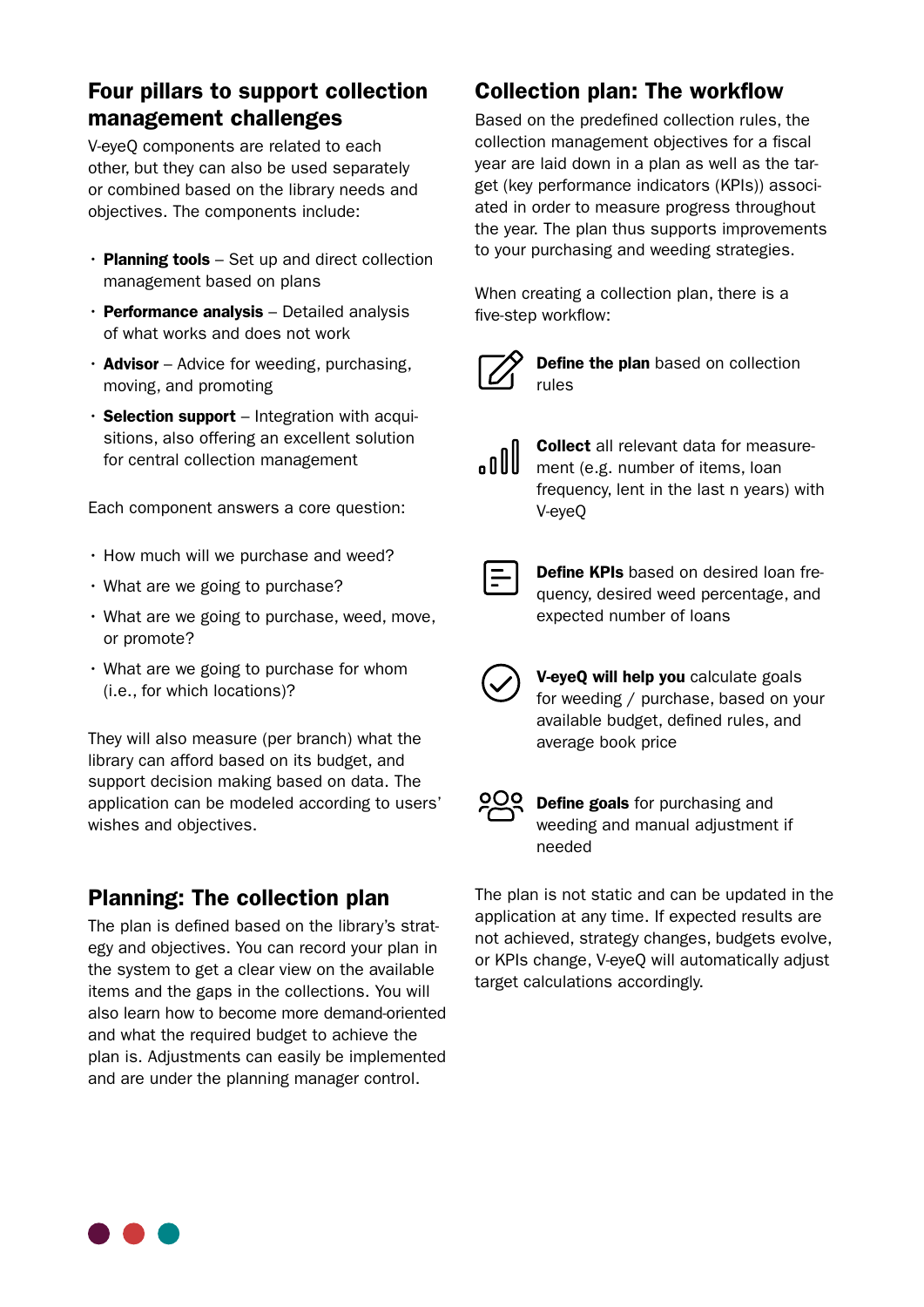## Four pillars to support collection management challenges

V-eyeQ components are related to each other, but they can also be used separately or combined based on the library needs and objectives. The components include:

- **Planning tools** – Set up and direct collection management based on plans
- **Performance analysis** – Detailed analysis of what works and does not work
- **Advisor** – Advice for weeding, purchasing, moving, and promoting
- **Selection support** – Integration with acquisitions, also offering an excellent solution for central collection management

Each component answers a core question:

- How much will we purchase and weed?
- What are we going to purchase?
- What are we going to purchase, weed, move, or promote?
- What are we going to purchase for whom (i.e., for which locations)?

They will also measure (per branch) what the library can afford based on its budget, and support decision making based on data. The application can be modeled according to users' wishes and objectives.

## Planning: The collection plan

The plan is defined based on the library's strategy and objectives. You can record your plan in the system to get a clear view on the available items and the gaps in the collections. You will also learn how to become more demand-oriented and what the required budget to achieve the plan is. Adjustments can easily be implemented and are under the planning manager control.

## Collection plan: The workflow

Based on the predefined collection rules, the collection management objectives for a fiscal year are laid down in a plan as well as the target (key performance indicators (KPIs)) associated in order to measure progress throughout the year. The plan thus supports improvements to your purchasing and weeding strategies.

When creating a collection plan, there is a five-step workflow:

**Define the plan** based on collection rules

**Collect** all relevant data for measurement (e.g. number of items, loan frequency, lent in the last n years) with V-eyeQ

**Define KPIs** based on desired loan frequency, desired weed percentage, and expected number of loans

**V-eyeQ will help you** calculate goals for weeding / purchase, based on your available budget, defined rules, and average book price

**Define goals** for purchasing and weeding and manual adjustment if needed

The plan is not static and can be updated in the application at any time. If expected results are not achieved, strategy changes, budgets evolve, or KPIs change, V-eyeQ will automatically adjust target calculations accordingly.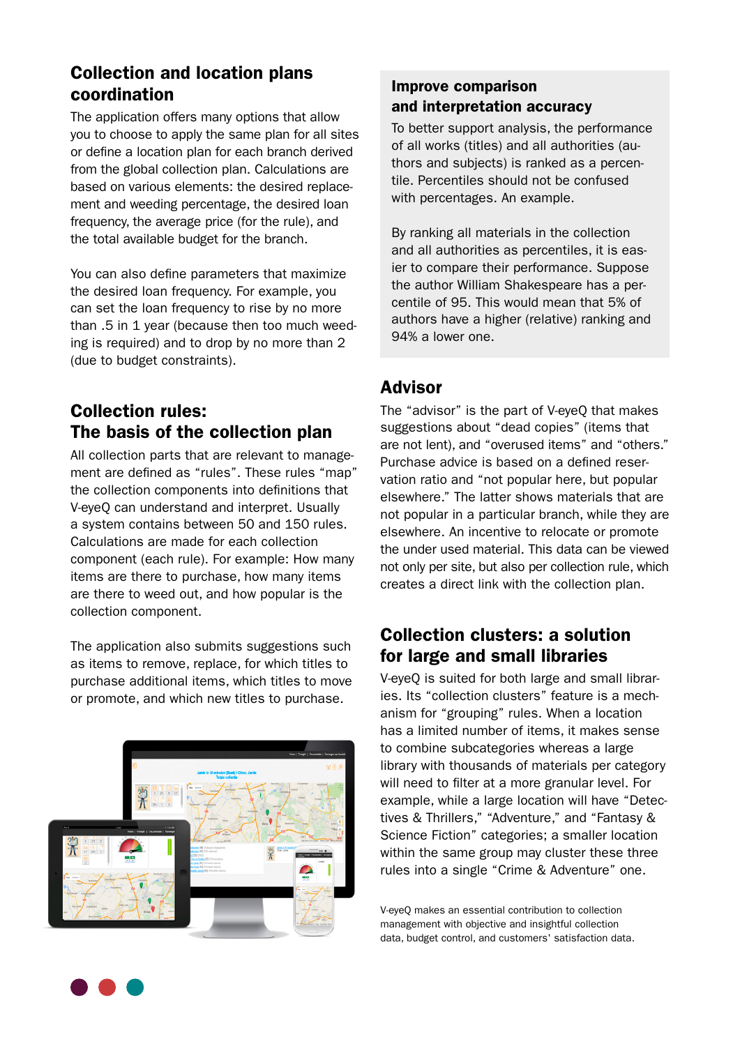## Collection and location plans coordination

The application offers many options that allow you to choose to apply the same plan for all sites or define a location plan for each branch derived from the global collection plan. Calculations are based on various elements: the desired replacement and weeding percentage, the desired loan frequency, the average price (for the rule), and the total available budget for the branch.

You can also define parameters that maximize the desired loan frequency. For example, you can set the loan frequency to rise by no more than .5 in 1 year (because then too much weeding is required) and to drop by no more than 2 (due to budget constraints).

## Collection rules: The basis of the collection plan

All collection parts that are relevant to management are defined as “rules”. These rules “map” the collection components into definitions that V-eyeQ can understand and interpret. Usually a system contains between 50 and 150 rules. Calculations are made for each collection component (each rule). For example: How many items are there to purchase, how many items are there to weed out, and how popular is the collection component.

The application also submits suggestions such as items to remove, replace, for which titles to purchase additional items, which titles to move or promote, and which new titles to purchase.

### Improve comparison and interpretation accuracy

To better support analysis, the performance of all works (titles) and all authorities (authors and subjects) is ranked as a percentile. Percentiles should not be confused with percentages. An example.

By ranking all materials in the collection and all authorities as percentiles, it is easier to compare their performance. Suppose the author William Shakespeare has a percentile of 95. This would mean that 5% of authors have a higher (relative) ranking and 94% a lower one.

## Advisor

The “advisor” is the part of V-eyeQ that makes suggestions about “dead copies” (items that are not lent), and “overused items” and “others.” Purchase advice is based on a defined reservation ratio and “not popular here, but popular elsewhere.” The latter shows materials that are not popular in a particular branch, while they are popular elsewhere. An incentive to relocate or promote the under used material. This data can be viewed not only per site, but also per collection rule, which creates a direct link with the collection plan.

## Collection clusters: a solution for large and small libraries

V-eyeQ is suited for both large and small libraries. Its “collection clusters” feature is a mechanism for “grouping” rules. When a location has a limited number of items, it makes sense to combine subcategories whereas a large library with thousands of materials per category will need to filter at a more granular level. For example, while a large location will have “Detectives & Thrillers,” “Adventure,” and “Fantasy & Science Fiction” categories; a smaller location within the same group may cluster these three rules into a single “Crime & Adventure” one.

V-eyeQ makes an essential contribution to collection management with objective and insightful collection data, budget control, and customers' satisfaction data.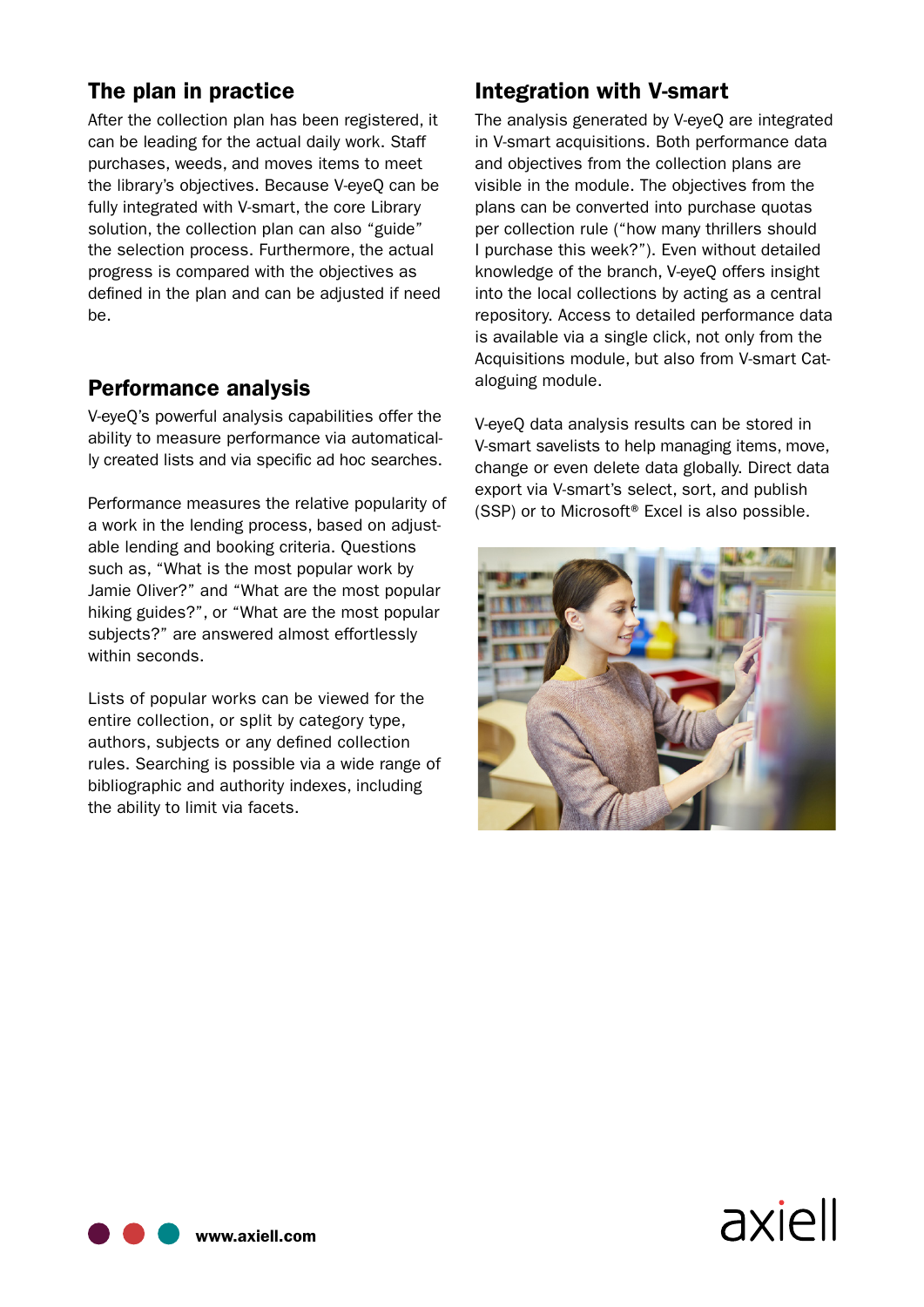## The plan in practice

After the collection plan has been registered, it can be leading for the actual daily work. Staff purchases, weeds, and moves items to meet the library's objectives. Because V-eyeQ can be fully integrated with V-smart, the core Library solution, the collection plan can also "guide" the selection process. Furthermore, the actual progress is compared with the objectives as defined in the plan and can be adjusted if need be.

## Performance analysis

V-eyeQ's powerful analysis capabilities offer the ability to measure performance via automatically created lists and via specific ad hoc searches.

Performance measures the relative popularity of a work in the lending process, based on adjustable lending and booking criteria. Questions such as, "What is the most popular work by Jamie Oliver?" and "What are the most popular hiking guides?", or "What are the most popular subjects?" are answered almost effortlessly within seconds.

Lists of popular works can be viewed for the entire collection, or split by category type, authors, subjects or any defined collection rules. Searching is possible via a wide range of bibliographic and authority indexes, including the ability to limit via facets.

## Integration with V-smart

The analysis generated by V-eyeQ are integrated in V-smart acquisitions. Both performance data and objectives from the collection plans are visible in the module. The objectives from the plans can be converted into purchase quotas per collection rule ("how many thrillers should I purchase this week?"). Even without detailed knowledge of the branch, V-eyeQ offers insight into the local collections by acting as a central repository. Access to detailed performance data is available via a single click, not only from the Acquisitions module, but also from V-smart Cataloguing module.

V-eyeQ data analysis results can be stored in V-smart savelists to help managing items, move, change or even delete data globally. Direct data export via V-smart's select, sort, and publish (SSP) or to Microsoft® Excel is also possible.